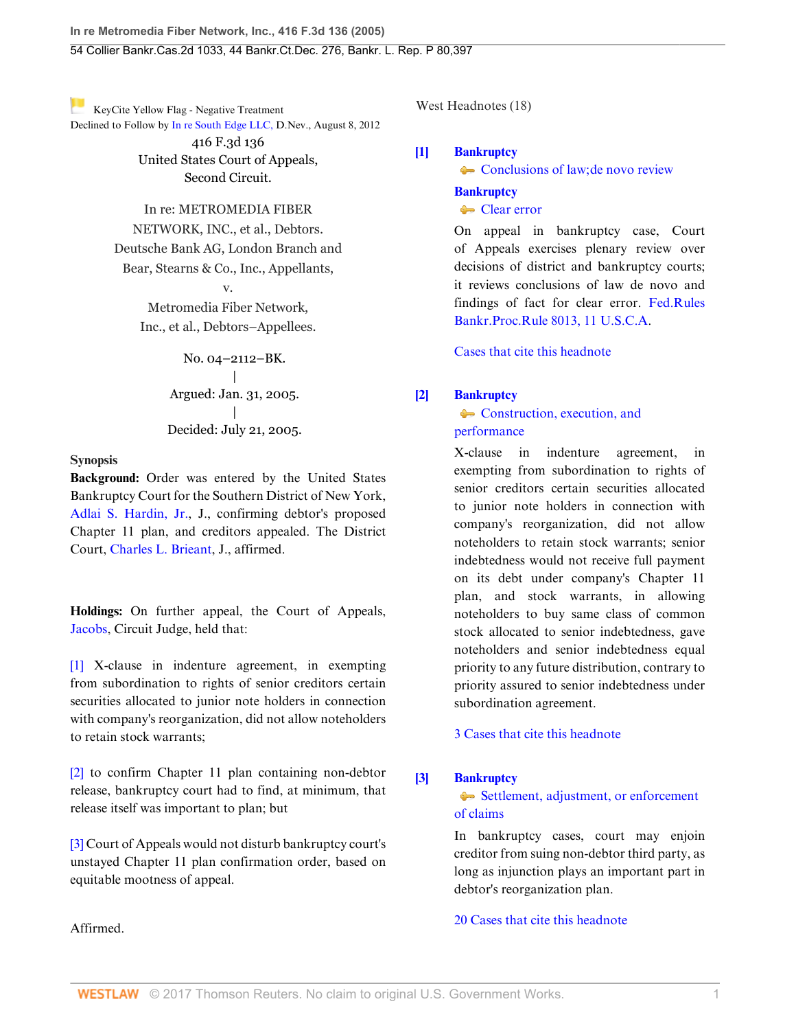KeyCite Yellow Flag - Negative Treatment
Declined to Follow by In re South Edge LLC, D.Nev., August 8, 2012

416 F.3d 136
United States Court of Appeals,
Second Circuit.

In re: METROMEDIA FIBER NETWORK, INC., et al., Debtors.
Deutsche Bank AG, London Branch and Bear, Stearns & Co., Inc., Appellants,
v.
Metromedia Fiber Network, Inc., et al., Debtors–Appellees.

No. 04–2112–BK.
|
Argued: Jan. 31, 2005.
|
Decided: July 21, 2005.

**Synopsis**

**Background:** Order was entered by the United States Bankruptcy Court for the Southern District of New York, Adlai S. Hardin, Jr., J., confirming debtor's proposed Chapter 11 plan, and creditors appealed. The District Court, Charles L. Brieant, J., affirmed.

**Holdings:** On further appeal, the Court of Appeals, Jacobs, Circuit Judge, held that:

[1] X-clause in indenture agreement, in exempting from subordination to rights of senior creditors certain securities allocated to junior note holders in connection with company's reorganization, did not allow noteholders to retain stock warrants;

[2] to confirm Chapter 11 plan containing non-debtor release, bankruptcy court had to find, at minimum, that release itself was important to plan; but

[3] Court of Appeals would not disturb bankruptcy court's unstayed Chapter 11 plan confirmation order, based on equitable mootness of appeal.

Affirmed.

West Headnotes (18)

**[1]** **Bankruptcy**
Conclusions of law; de novo review
**Bankruptcy**
Clear error

On appeal in bankruptcy case, Court of Appeals exercises plenary review over decisions of district and bankruptcy courts; it reviews conclusions of law de novo and findings of fact for clear error. Fed.Rules Bankr.Proc.Rule 8013, 11 U.S.C.A.

Cases that cite this headnote

**[2]** **Bankruptcy**
Construction, execution, and performance

X-clause in indenture agreement, in exempting from subordination to rights of senior creditors certain securities allocated to junior note holders in connection with company's reorganization, did not allow noteholders to retain stock warrants; senior indebtedness would not receive full payment on its debt under company's Chapter 11 plan, and stock warrants, in allowing noteholders to buy same class of common stock allocated to senior indebtedness, gave noteholders and senior indebtedness equal priority to any future distribution, contrary to priority assured to senior indebtedness under subordination agreement.

3 Cases that cite this headnote

**[3]** **Bankruptcy**
Settlement, adjustment, or enforcement of claims

In bankruptcy cases, court may enjoin creditor from suing non-debtor third party, as long as injunction plays an important part in debtor's reorganization plan.

20 Cases that cite this headnote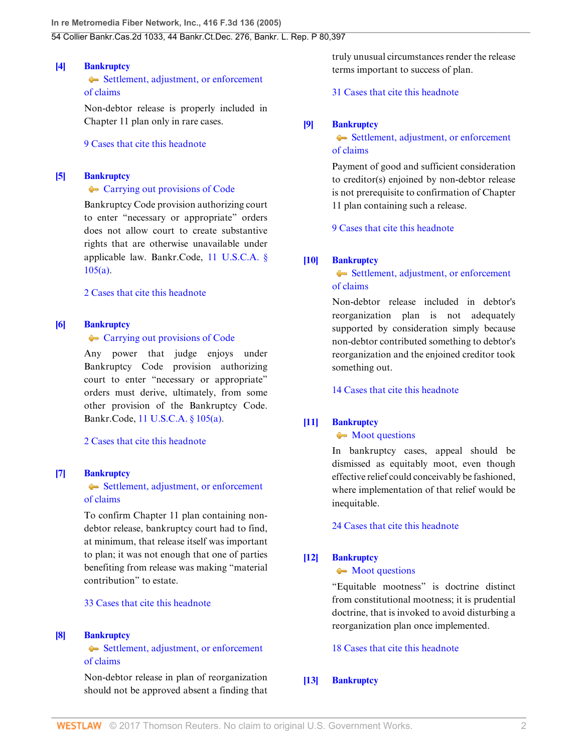**[4]** **Bankruptcy**
Settlement, adjustment, or enforcement of claims

Non-debtor release is properly included in Chapter 11 plan only in rare cases.

9 Cases that cite this headnote

**[5]** **Bankruptcy**
Carrying out provisions of Code

Bankruptcy Code provision authorizing court to enter "necessary or appropriate" orders does not allow court to create substantive rights that are otherwise unavailable under applicable law. Bankr.Code, 11 U.S.C.A. § 105(a).

2 Cases that cite this headnote

**[6]** **Bankruptcy**
Carrying out provisions of Code

Any power that judge enjoys under Bankruptcy Code provision authorizing court to enter "necessary or appropriate" orders must derive, ultimately, from some other provision of the Bankruptcy Code. Bankr.Code, 11 U.S.C.A. § 105(a).

2 Cases that cite this headnote

**[7]** **Bankruptcy**
Settlement, adjustment, or enforcement of claims

To confirm Chapter 11 plan containing non-debtor release, bankruptcy court had to find, at minimum, that release itself was important to plan; it was not enough that one of parties benefiting from release was making "material contribution" to estate.

33 Cases that cite this headnote

**[8]** **Bankruptcy**
Settlement, adjustment, or enforcement of claims

Non-debtor release in plan of reorganization should not be approved absent a finding that truly unusual circumstances render the release terms important to success of plan.

31 Cases that cite this headnote

**[9]** **Bankruptcy**
Settlement, adjustment, or enforcement of claims

Payment of good and sufficient consideration to creditor(s) enjoined by non-debtor release is not prerequisite to confirmation of Chapter 11 plan containing such a release.

9 Cases that cite this headnote

**[10]** **Bankruptcy**
Settlement, adjustment, or enforcement of claims

Non-debtor release included in debtor's reorganization plan is not adequately supported by consideration simply because non-debtor contributed something to debtor's reorganization and the enjoined creditor took something out.

14 Cases that cite this headnote

**[11]** **Bankruptcy**
Moot questions

In bankruptcy cases, appeal should be dismissed as equitably moot, even though effective relief could conceivably be fashioned, where implementation of that relief would be inequitable.

24 Cases that cite this headnote

**[12]** **Bankruptcy**
Moot questions

"Equitable mootness" is doctrine distinct from constitutional mootness; it is prudential doctrine, that is invoked to avoid disturbing a reorganization plan once implemented.

18 Cases that cite this headnote

**[13]** **Bankruptcy**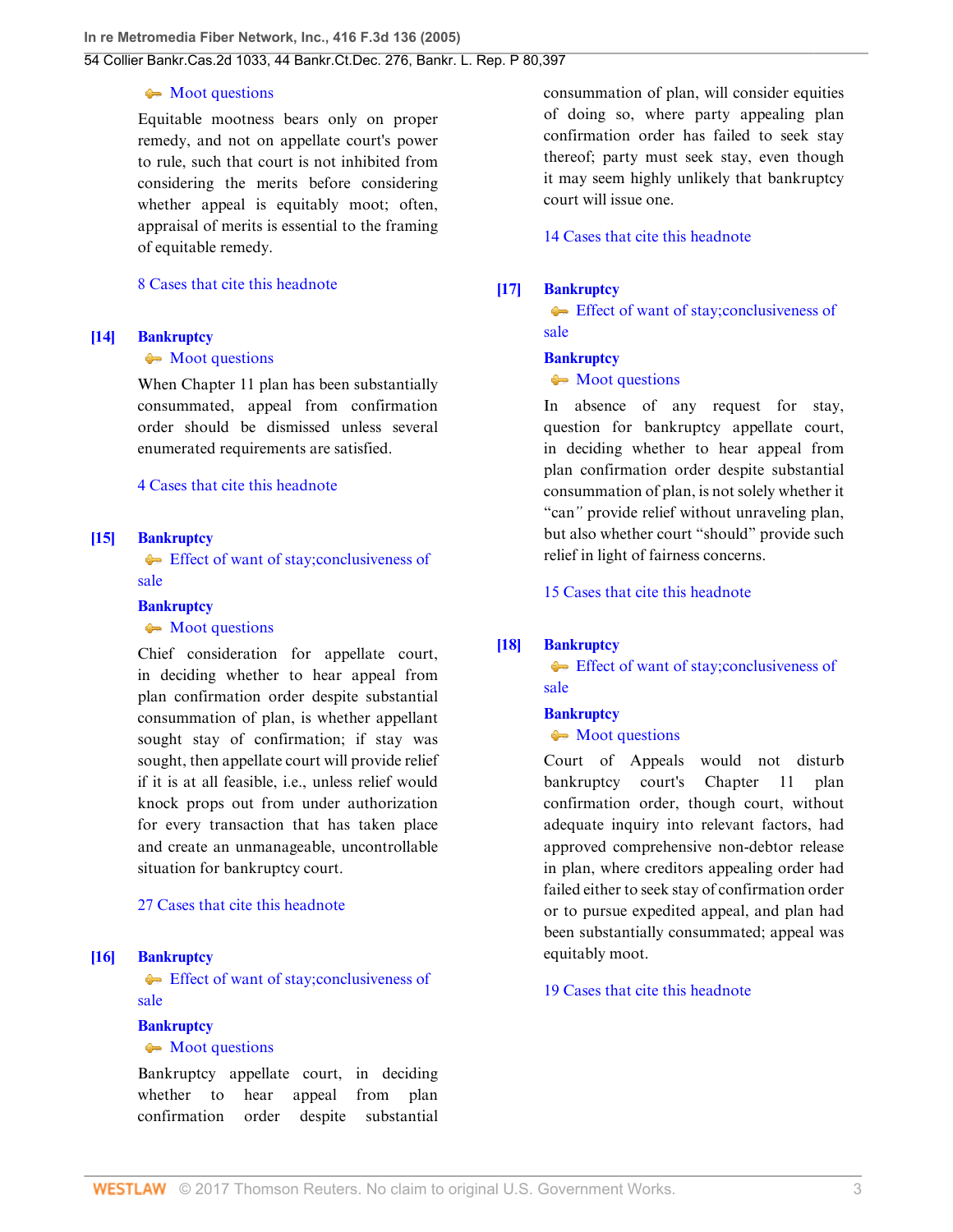Moot questions

Equitable mootness bears only on proper remedy, and not on appellate court's power to rule, such that court is not inhibited from considering the merits before considering whether appeal is equitably moot; often, appraisal of merits is essential to the framing of equitable remedy.

8 Cases that cite this headnote

**[14]** **Bankruptcy**

Moot questions

When Chapter 11 plan has been substantially consummated, appeal from confirmation order should be dismissed unless several enumerated requirements are satisfied.

4 Cases that cite this headnote

**[15]** **Bankruptcy**

Effect of want of stay;conclusiveness of sale

**Bankruptcy**

Moot questions

Chief consideration for appellate court, in deciding whether to hear appeal from plan confirmation order despite substantial consummation of plan, is whether appellant sought stay of confirmation; if stay was sought, then appellate court will provide relief if it is at all feasible, i.e., unless relief would knock props out from under authorization for every transaction that has taken place and create an unmanageable, uncontrollable situation for bankruptcy court.

27 Cases that cite this headnote

**[16]** **Bankruptcy**

Effect of want of stay;conclusiveness of sale

**Bankruptcy**

Moot questions

Bankruptcy appellate court, in deciding whether to hear appeal from plan confirmation order despite substantial consummation of plan, will consider equities of doing so, where party appealing plan confirmation order has failed to seek stay thereof; party must seek stay, even though it may seem highly unlikely that bankruptcy court will issue one.

14 Cases that cite this headnote

**[17]** **Bankruptcy**

Effect of want of stay;conclusiveness of sale

**Bankruptcy**

Moot questions

In absence of any request for stay, question for bankruptcy appellate court, in deciding whether to hear appeal from plan confirmation order despite substantial consummation of plan, is not solely whether it "can" provide relief without unraveling plan, but also whether court "should" provide such relief in light of fairness concerns.

15 Cases that cite this headnote

**[18]** **Bankruptcy**

Effect of want of stay;conclusiveness of sale

**Bankruptcy**

Moot questions

Court of Appeals would not disturb bankruptcy court's Chapter 11 plan confirmation order, though court, without adequate inquiry into relevant factors, had approved comprehensive non-debtor release in plan, where creditors appealing order had failed either to seek stay of confirmation order or to pursue expedited appeal, and plan had been substantially consummated; appeal was equitably moot.

19 Cases that cite this headnote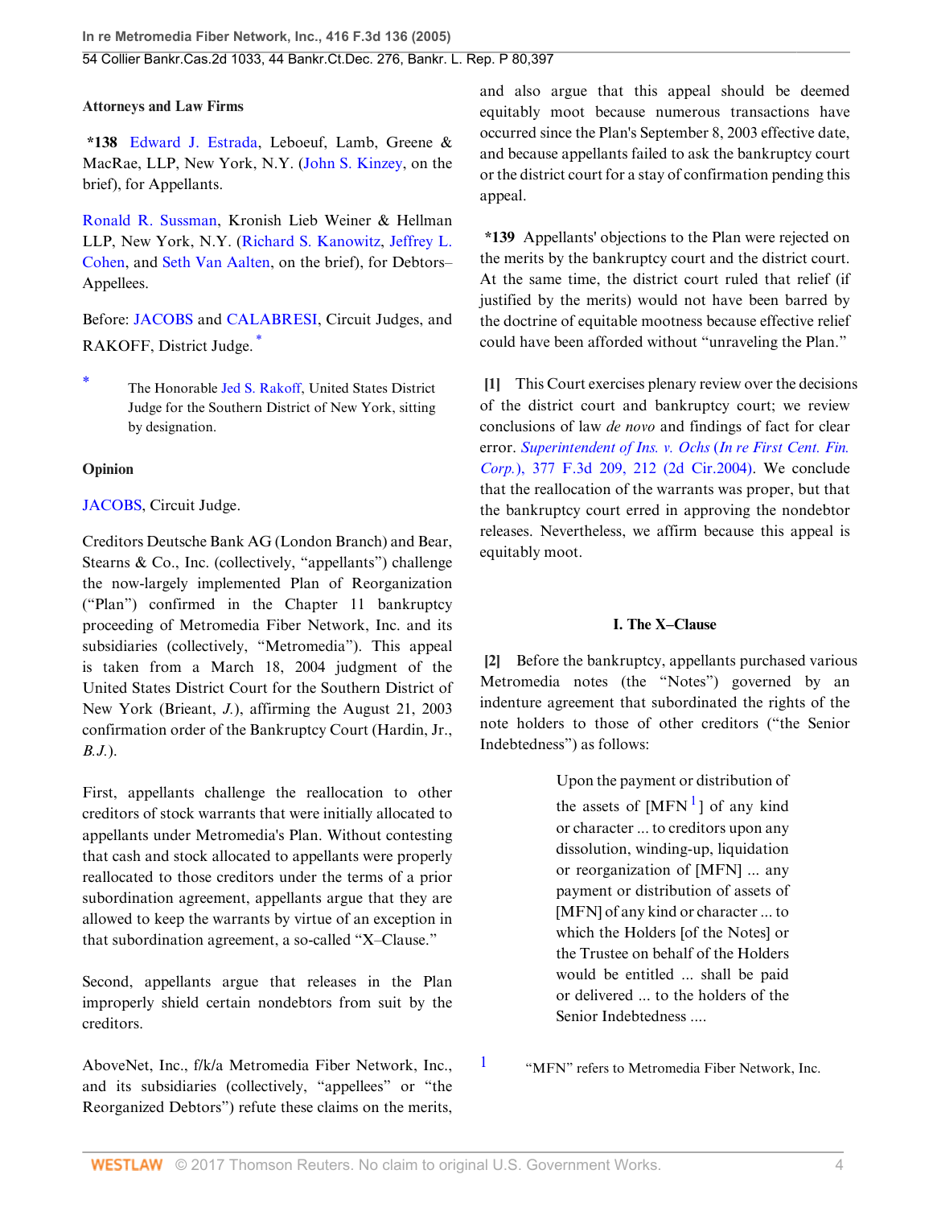## Attorneys and Law Firms

**\*138** Edward J. Estrada, Leboeuf, Lamb, Greene & MacRae, LLP, New York, N.Y. (John S. Kinzey, on the brief), for Appellants.

Ronald R. Sussman, Kronish Lieb Weiner & Hellman LLP, New York, N.Y. (Richard S. Kanowitz, Jeffrey L. Cohen, and Seth Van Aalten, on the brief), for Debtors–Appellees.

Before: JACOBS and CALABRESI, Circuit Judges, and RAKOFF, District Judge.*

\* The Honorable Jed S. Rakoff, United States District Judge for the Southern District of New York, sitting by designation.

## Opinion

JACOBS, Circuit Judge.

Creditors Deutsche Bank AG (London Branch) and Bear, Stearns & Co., Inc. (collectively, "appellants") challenge the now-largely implemented Plan of Reorganization ("Plan") confirmed in the Chapter 11 bankruptcy proceeding of Metromedia Fiber Network, Inc. and its subsidiaries (collectively, "Metromedia"). This appeal is taken from a March 18, 2004 judgment of the United States District Court for the Southern District of New York (Brieant, *J.*), affirming the August 21, 2003 confirmation order of the Bankruptcy Court (Hardin, Jr., *B.J.*).

First, appellants challenge the reallocation to other creditors of stock warrants that were initially allocated to appellants under Metromedia's Plan. Without contesting that cash and stock allocated to appellants were properly reallocated to those creditors under the terms of a prior subordination agreement, appellants argue that they are allowed to keep the warrants by virtue of an exception in that subordination agreement, a so-called "X–Clause."

Second, appellants argue that releases in the Plan improperly shield certain nondebtors from suit by the creditors.

AboveNet, Inc., f/k/a Metromedia Fiber Network, Inc., and its subsidiaries (collectively, "appellees" or "the Reorganized Debtors") refute these claims on the merits, and also argue that this appeal should be deemed equitably moot because numerous transactions have occurred since the Plan's September 8, 2003 effective date, and because appellants failed to ask the bankruptcy court or the district court for a stay of confirmation pending this appeal.

**\*139** Appellants' objections to the Plan were rejected on the merits by the bankruptcy court and the district court. At the same time, the district court ruled that relief (if justified by the merits) would not have been barred by the doctrine of equitable mootness because effective relief could have been afforded without "unraveling the Plan."

**[1]** This Court exercises plenary review over the decisions of the district court and bankruptcy court; we review conclusions of law *de novo* and findings of fact for clear error. *Superintendent of Ins. v. Ochs (In re First Cent. Fin. Corp.)*, 377 F.3d 209, 212 (2d Cir.2004). We conclude that the reallocation of the warrants was proper, but that the bankruptcy court erred in approving the nondebtor releases. Nevertheless, we affirm because this appeal is equitably moot.

### I. The X–Clause

**[2]** Before the bankruptcy, appellants purchased various Metromedia notes (the "Notes") governed by an indenture agreement that subordinated the rights of the note holders to those of other creditors ("the Senior Indebtedness") as follows:

> Upon the payment or distribution of the assets of [MFN[1]] of any kind or character ... to creditors upon any dissolution, winding-up, liquidation or reorganization of [MFN] ... any payment or distribution of assets of [MFN] of any kind or character ... to which the Holders [of the Notes] or the Trustee on behalf of the Holders would be entitled ... shall be paid or delivered ... to the holders of the Senior Indebtedness ....

1 "MFN" refers to Metromedia Fiber Network, Inc.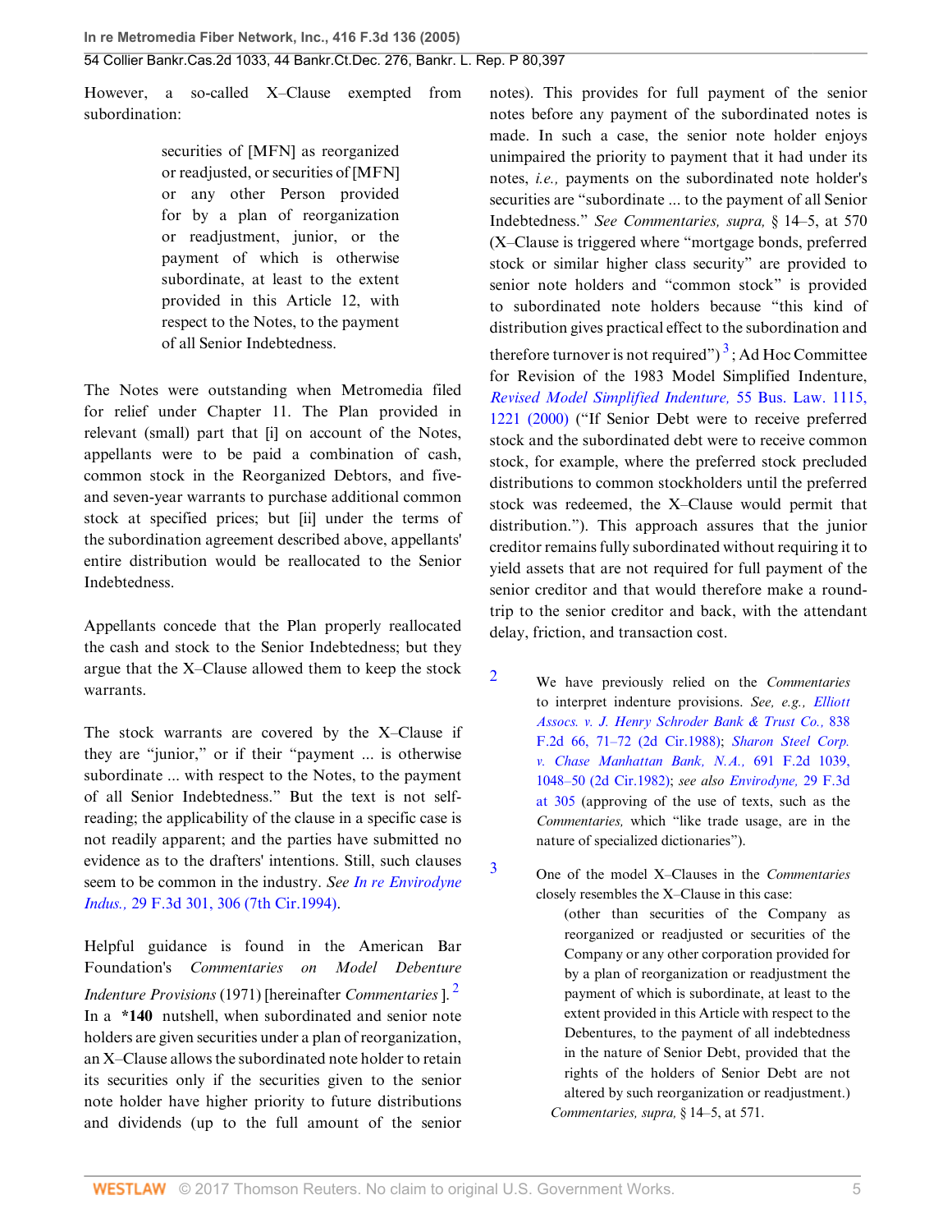However, a so-called X–Clause exempted from subordination:

> securities of [MFN] as reorganized or readjusted, or securities of [MFN] or any other Person provided for by a plan of reorganization or readjustment, junior, or the payment of which is otherwise subordinate, at least to the extent provided in this Article 12, with respect to the Notes, to the payment of all Senior Indebtedness.

The Notes were outstanding when Metromedia filed for relief under Chapter 11. The Plan provided in relevant (small) part that [i] on account of the Notes, appellants were to be paid a combination of cash, common stock in the Reorganized Debtors, and five- and seven-year warrants to purchase additional common stock at specified prices; but [ii] under the terms of the subordination agreement described above, appellants' entire distribution would be reallocated to the Senior Indebtedness.

Appellants concede that the Plan properly reallocated the cash and stock to the Senior Indebtedness; but they argue that the X–Clause allowed them to keep the stock warrants.

The stock warrants are covered by the X–Clause if they are "junior," or if their "payment ... is otherwise subordinate ... with respect to the Notes, to the payment of all Senior Indebtedness." But the text is not self-reading; the applicability of the clause in a specific case is not readily apparent; and the parties have submitted no evidence as to the drafters' intentions. Still, such clauses seem to be common in the industry. *See In re Envirodyne Indus.,* 29 F.3d 301, 306 (7th Cir.1994).

Helpful guidance is found in the American Bar Foundation's *Commentaries on Model Debenture Indenture Provisions* (1971) [hereinafter *Commentaries* ].[2] In a **\*140** nutshell, when subordinated and senior note holders are given securities under a plan of reorganization, an X–Clause allows the subordinated note holder to retain its securities only if the securities given to the senior note holder have higher priority to future distributions and dividends (up to the full amount of the senior notes). This provides for full payment of the senior notes before any payment of the subordinated notes is made. In such a case, the senior note holder enjoys unimpaired the priority to payment that it had under its notes, *i.e.,* payments on the subordinated note holder's securities are "subordinate ... to the payment of all Senior Indebtedness." *See Commentaries, supra,* § 14–5, at 570 (X–Clause is triggered where "mortgage bonds, preferred stock or similar higher class security" are provided to senior note holders and "common stock" is provided to subordinated note holders because "this kind of distribution gives practical effect to the subordination and therefore turnover is not required")[3]; Ad Hoc Committee for Revision of the 1983 Model Simplified Indenture, *Revised Model Simplified Indenture,* 55 Bus. Law. 1115, 1221 (2000) ("If Senior Debt were to receive preferred stock and the subordinated debt were to receive common stock, for example, where the preferred stock precluded distributions to common stockholders until the preferred stock was redeemed, the X–Clause would permit that distribution."). This approach assures that the junior creditor remains fully subordinated without requiring it to yield assets that are not required for full payment of the senior creditor and that would therefore make a round-trip to the senior creditor and back, with the attendant delay, friction, and transaction cost.

2. We have previously relied on the *Commentaries* to interpret indenture provisions. *See, e.g., Elliott Assocs. v. J. Henry Schroder Bank & Trust Co.,* 838 F.2d 66, 71–72 (2d Cir.1988); *Sharon Steel Corp. v. Chase Manhattan Bank, N.A.,* 691 F.2d 1039, 1048–50 (2d Cir.1982); *see also Envirodyne,* 29 F.3d at 305 (approving of the use of texts, such as the *Commentaries,* which "like trade usage, are in the nature of specialized dictionaries").

3. One of the model X–Clauses in the *Commentaries* closely resembles the X–Clause in this case:

> (other than securities of the Company as reorganized or readjusted or securities of the Company or any other corporation provided for by a plan of reorganization or readjustment the payment of which is subordinate, at least to the extent provided in this Article with respect to the Debentures, to the payment of all indebtedness in the nature of Senior Debt, provided that the rights of the holders of Senior Debt are not altered by such reorganization or readjustment.)

*Commentaries, supra,* § 14–5, at 571.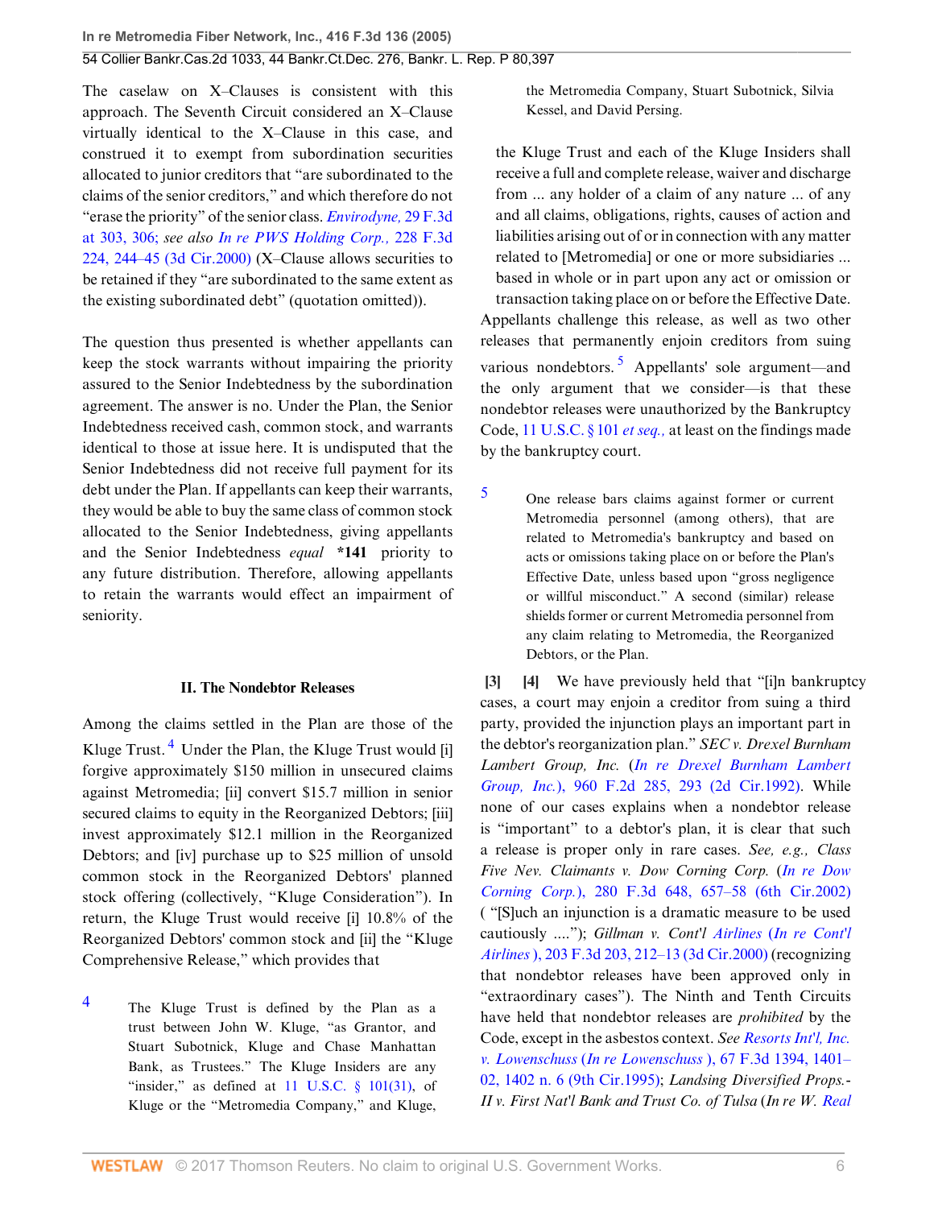The caselaw on X–Clauses is consistent with this approach. The Seventh Circuit considered an X–Clause virtually identical to the X–Clause in this case, and construed it to exempt from subordination securities allocated to junior creditors that "are subordinated to the claims of the senior creditors," and which therefore do not "erase the priority" of the senior class. *Envirodyne,* 29 F.3d at 303, 306; *see also In re PWS Holding Corp.,* 228 F.3d 224, 244–45 (3d Cir.2000) (X–Clause allows securities to be retained if they "are subordinated to the same extent as the existing subordinated debt" (quotation omitted)).

The question thus presented is whether appellants can keep the stock warrants without impairing the priority assured to the Senior Indebtedness by the subordination agreement. The answer is no. Under the Plan, the Senior Indebtedness received cash, common stock, and warrants identical to those at issue here. It is undisputed that the Senior Indebtedness did not receive full payment for its debt under the Plan. If appellants can keep their warrants, they would be able to buy the same class of common stock allocated to the Senior Indebtedness, giving appellants and the Senior Indebtedness *equal* **\*141** priority to any future distribution. Therefore, allowing appellants to retain the warrants would effect an impairment of seniority.

### II. The Nondebtor Releases

Among the claims settled in the Plan are those of the Kluge Trust.[4] Under the Plan, the Kluge Trust would [i] forgive approximately $150 million in unsecured claims against Metromedia; [ii] convert $15.7 million in senior secured claims to equity in the Reorganized Debtors; [iii] invest approximately $12.1 million in the Reorganized Debtors; and [iv] purchase up to $25 million of unsold common stock in the Reorganized Debtors' planned stock offering (collectively, "Kluge Consideration"). In return, the Kluge Trust would receive [i] 10.8% of the Reorganized Debtors' common stock and [ii] the "Kluge Comprehensive Release," which provides that

> 4 The Kluge Trust is defined by the Plan as a trust between John W. Kluge, "as Grantor, and Stuart Subotnick, Kluge and Chase Manhattan Bank, as Trustees." The Kluge Insiders are any "insider," as defined at 11 U.S.C. § 101(31), of Kluge or the "Metromedia Company," and Kluge, the Metromedia Company, Stuart Subotnick, Silvia Kessel, and David Persing.

> the Kluge Trust and each of the Kluge Insiders shall receive a full and complete release, waiver and discharge from ... any holder of a claim of any nature ... of any and all claims, obligations, rights, causes of action and liabilities arising out of or in connection with any matter related to [Metromedia] or one or more subsidiaries ... based in whole or in part upon any act or omission or transaction taking place on or before the Effective Date.

Appellants challenge this release, as well as two other releases that permanently enjoin creditors from suing various nondebtors.[5] Appellants' sole argument—and the only argument that we consider—is that these nondebtor releases were unauthorized by the Bankruptcy Code, 11 U.S.C. § 101 *et seq.,* at least on the findings made by the bankruptcy court.

> 5 One release bars claims against former or current Metromedia personnel (among others), that are related to Metromedia's bankruptcy and based on acts or omissions taking place on or before the Plan's Effective Date, unless based upon "gross negligence or willful misconduct." A second (similar) release shields former or current Metromedia personnel from any claim relating to Metromedia, the Reorganized Debtors, or the Plan.

**[3] [4]** We have previously held that "[i]n bankruptcy cases, a court may enjoin a creditor from suing a third party, provided the injunction plays an important part in the debtor's reorganization plan." *SEC v. Drexel Burnham Lambert Group, Inc.* (*In re Drexel Burnham Lambert Group, Inc.*), 960 F.2d 285, 293 (2d Cir.1992). While none of our cases explains when a nondebtor release is "important" to a debtor's plan, it is clear that such a release is proper only in rare cases. *See, e.g., Class Five Nev. Claimants v. Dow Corning Corp.* (*In re Dow Corning Corp.*), 280 F.3d 648, 657–58 (6th Cir.2002) ("[S]uch an injunction is a dramatic measure to be used cautiously ...."); *Gillman v. Cont'l Airlines* (*In re Cont'l Airlines*), 203 F.3d 203, 212–13 (3d Cir.2000) (recognizing that nondebtor releases have been approved only in "extraordinary cases"). The Ninth and Tenth Circuits have held that nondebtor releases are *prohibited* by the Code, except in the asbestos context. *See Resorts Int'l, Inc. v. Lowenschuss* (*In re Lowenschuss*), 67 F.3d 1394, 1401–02, 1402 n. 6 (9th Cir.1995); *Landsing Diversified Props.-II v. First Nat'l Bank and Trust Co. of Tulsa* (*In re W. Real*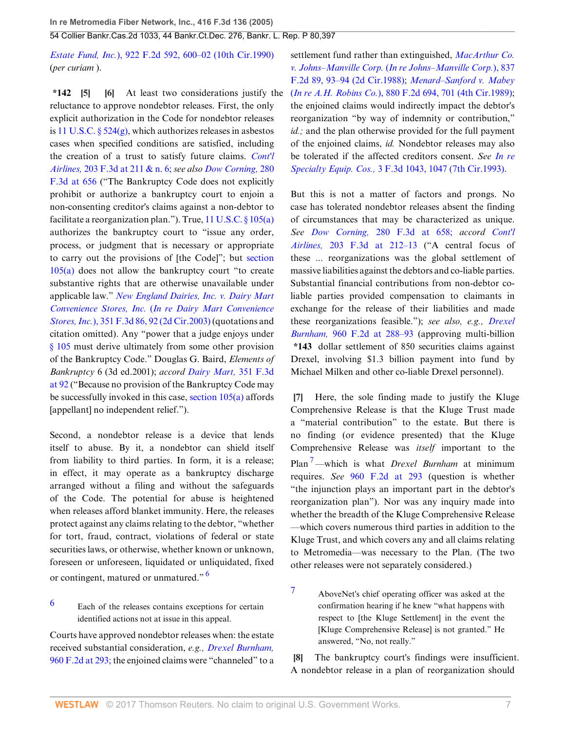*Estate Fund, Inc.*), 922 F.2d 592, 600–02 (10th Cir.1990) (*per curiam* ).

**\*142 [5] [6]** At least two considerations justify the reluctance to approve nondebtor releases. First, the only explicit authorization in the Code for nondebtor releases is 11 U.S.C. § 524(g), which authorizes releases in asbestos cases when specified conditions are satisfied, including the creation of a trust to satisfy future claims. *Cont'l Airlines,* 203 F.3d at 211 & n. 6; *see also Dow Corning,* 280 F.3d at 656 ("The Bankruptcy Code does not explicitly prohibit or authorize a bankruptcy court to enjoin a non-consenting creditor's claims against a non-debtor to facilitate a reorganization plan."). True, 11 U.S.C. § 105(a) authorizes the bankruptcy court to "issue any order, process, or judgment that is necessary or appropriate to carry out the provisions of [the Code]"; but section 105(a) does not allow the bankruptcy court "to create substantive rights that are otherwise unavailable under applicable law." *New England Dairies, Inc. v. Dairy Mart Convenience Stores, Inc.* (*In re Dairy Mart Convenience Stores, Inc.*), 351 F.3d 86, 92 (2d Cir.2003) (quotations and citation omitted). Any "power that a judge enjoys under § 105 must derive ultimately from some other provision of the Bankruptcy Code." Douglas G. Baird, *Elements of Bankruptcy* 6 (3d ed.2001); *accord Dairy Mart,* 351 F.3d at 92 ("Because no provision of the Bankruptcy Code may be successfully invoked in this case, section 105(a) affords [appellant] no independent relief.").

Second, a nondebtor release is a device that lends itself to abuse. By it, a nondebtor can shield itself from liability to third parties. In form, it is a release; in effect, it may operate as a bankruptcy discharge arranged without a filing and without the safeguards of the Code. The potential for abuse is heightened when releases afford blanket immunity. Here, the releases protect against any claims relating to the debtor, "whether for tort, fraud, contract, violations of federal or state securities laws, or otherwise, whether known or unknown, foreseen or unforeseen, liquidated or unliquidated, fixed or contingent, matured or unmatured." [6]

[6] Each of the releases contains exceptions for certain identified actions not at issue in this appeal.

Courts have approved nondebtor releases when: the estate received substantial consideration, *e.g., Drexel Burnham,* 960 F.2d at 293; the enjoined claims were "channeled" to a settlement fund rather than extinguished, *MacArthur Co. v. Johns–Manville Corp.* (*In re Johns–Manville Corp.*), 837 F.2d 89, 93–94 (2d Cir.1988); *Menard–Sanford v. Mabey* (*In re A.H. Robins Co.*), 880 F.2d 694, 701 (4th Cir.1989); the enjoined claims would indirectly impact the debtor's reorganization "by way of indemnity or contribution," *id.;* and the plan otherwise provided for the full payment of the enjoined claims, *id.* Nondebtor releases may also be tolerated if the affected creditors consent. *See In re Specialty Equip. Cos.,* 3 F.3d 1043, 1047 (7th Cir.1993).

But this is not a matter of factors and prongs. No case has tolerated nondebtor releases absent the finding of circumstances that may be characterized as unique. *See Dow Corning,* 280 F.3d at 658; *accord Cont'l Airlines,* 203 F.3d at 212–13 ("A central focus of these ... reorganizations was the global settlement of massive liabilities against the debtors and co-liable parties. Substantial financial contributions from non-debtor co-liable parties provided compensation to claimants in exchange for the release of their liabilities and made these reorganizations feasible."); *see also, e.g., Drexel Burnham,* 960 F.2d at 288–93 (approving multi-billion **\*143** dollar settlement of 850 securities claims against Drexel, involving $1.3 billion payment into fund by Michael Milken and other co-liable Drexel personnel).

**[7]** Here, the sole finding made to justify the Kluge Comprehensive Release is that the Kluge Trust made a "material contribution" to the estate. But there is no finding (or evidence presented) that the Kluge Comprehensive Release was *itself* important to the Plan [7]—which is what *Drexel Burnham* at minimum requires. *See* 960 F.2d at 293 (question is whether "the injunction plays an important part in the debtor's reorganization plan"). Nor was any inquiry made into whether the breadth of the Kluge Comprehensive Release—which covers numerous third parties in addition to the Kluge Trust, and which covers any and all claims relating to Metromedia—was necessary to the Plan. (The two other releases were not separately considered.)

[7] AboveNet's chief operating officer was asked at the confirmation hearing if he knew "what happens with respect to [the Kluge Settlement] in the event the [Kluge Comprehensive Release] is not granted." He answered, "No, not really."

**[8]** The bankruptcy court's findings were insufficient. A nondebtor release in a plan of reorganization should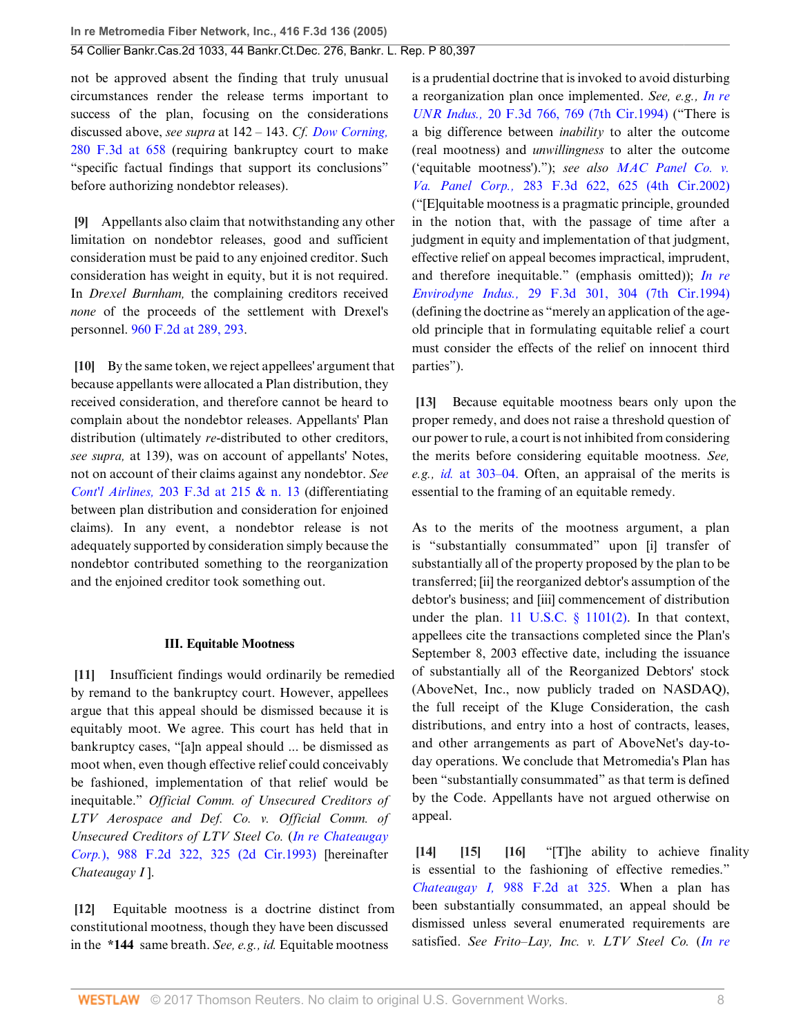not be approved absent the finding that truly unusual circumstances render the release terms important to success of the plan, focusing on the considerations discussed above, *see supra* at 142 – 143. *Cf. Dow Corning,* 280 F.3d at 658 (requiring bankruptcy court to make "specific factual findings that support its conclusions" before authorizing nondebtor releases).

**[9]** Appellants also claim that notwithstanding any other limitation on nondebtor releases, good and sufficient consideration must be paid to any enjoined creditor. Such consideration has weight in equity, but it is not required. In *Drexel Burnham,* the complaining creditors received *none* of the proceeds of the settlement with Drexel's personnel. 960 F.2d at 289, 293.

**[10]** By the same token, we reject appellees' argument that because appellants were allocated a Plan distribution, they received consideration, and therefore cannot be heard to complain about the nondebtor releases. Appellants' Plan distribution (ultimately *re*-distributed to other creditors, *see supra,* at 139), was on account of appellants' Notes, not on account of their claims against any nondebtor. *See Cont'l Airlines,* 203 F.3d at 215 & n. 13 (differentiating between plan distribution and consideration for enjoined claims). In any event, a nondebtor release is not adequately supported by consideration simply because the nondebtor contributed something to the reorganization and the enjoined creditor took something out.

### III. Equitable Mootness

**[11]** Insufficient findings would ordinarily be remedied by remand to the bankruptcy court. However, appellees argue that this appeal should be dismissed because it is equitably moot. We agree. This court has held that in bankruptcy cases, "[a]n appeal should ... be dismissed as moot when, even though effective relief could conceivably be fashioned, implementation of that relief would be inequitable." *Official Comm. of Unsecured Creditors of LTV Aerospace and Def. Co. v. Official Comm. of Unsecured Creditors of LTV Steel Co.* (*In re Chateaugay Corp.*), 988 F.2d 322, 325 (2d Cir.1993) [hereinafter *Chateaugay I* ].

**[12]** Equitable mootness is a doctrine distinct from constitutional mootness, though they have been discussed in the **\*144** same breath. *See, e.g., id.* Equitable mootness is a prudential doctrine that is invoked to avoid disturbing a reorganization plan once implemented. *See, e.g., In re UNR Indus.,* 20 F.3d 766, 769 (7th Cir.1994) ("There is a big difference between *inability* to alter the outcome (real mootness) and *unwillingness* to alter the outcome ('equitable mootness')."); *see also MAC Panel Co. v. Va. Panel Corp.,* 283 F.3d 622, 625 (4th Cir.2002) ("[E]quitable mootness is a pragmatic principle, grounded in the notion that, with the passage of time after a judgment in equity and implementation of that judgment, effective relief on appeal becomes impractical, imprudent, and therefore inequitable." (emphasis omitted)); *In re Envirodyne Indus.,* 29 F.3d 301, 304 (7th Cir.1994) (defining the doctrine as "merely an application of the age-old principle that in formulating equitable relief a court must consider the effects of the relief on innocent third parties").

**[13]** Because equitable mootness bears only upon the proper remedy, and does not raise a threshold question of our power to rule, a court is not inhibited from considering the merits before considering equitable mootness. *See, e.g., id.* at 303–04. Often, an appraisal of the merits is essential to the framing of an equitable remedy.

As to the merits of the mootness argument, a plan is "substantially consummated" upon [i] transfer of substantially all of the property proposed by the plan to be transferred; [ii] the reorganized debtor's assumption of the debtor's business; and [iii] commencement of distribution under the plan. 11 U.S.C. § 1101(2). In that context, appellees cite the transactions completed since the Plan's September 8, 2003 effective date, including the issuance of substantially all of the Reorganized Debtors' stock (AboveNet, Inc., now publicly traded on NASDAQ), the full receipt of the Kluge Consideration, the cash distributions, and entry into a host of contracts, leases, and other arrangements as part of AboveNet's day-to-day operations. We conclude that Metromedia's Plan has been "substantially consummated" as that term is defined by the Code. Appellants have not argued otherwise on appeal.

**[14] [15] [16]** "[T]he ability to achieve finality is essential to the fashioning of effective remedies." *Chateaugay I,* 988 F.2d at 325. When a plan has been substantially consummated, an appeal should be dismissed unless several enumerated requirements are satisfied. *See Frito–Lay, Inc. v. LTV Steel Co.* (*In re*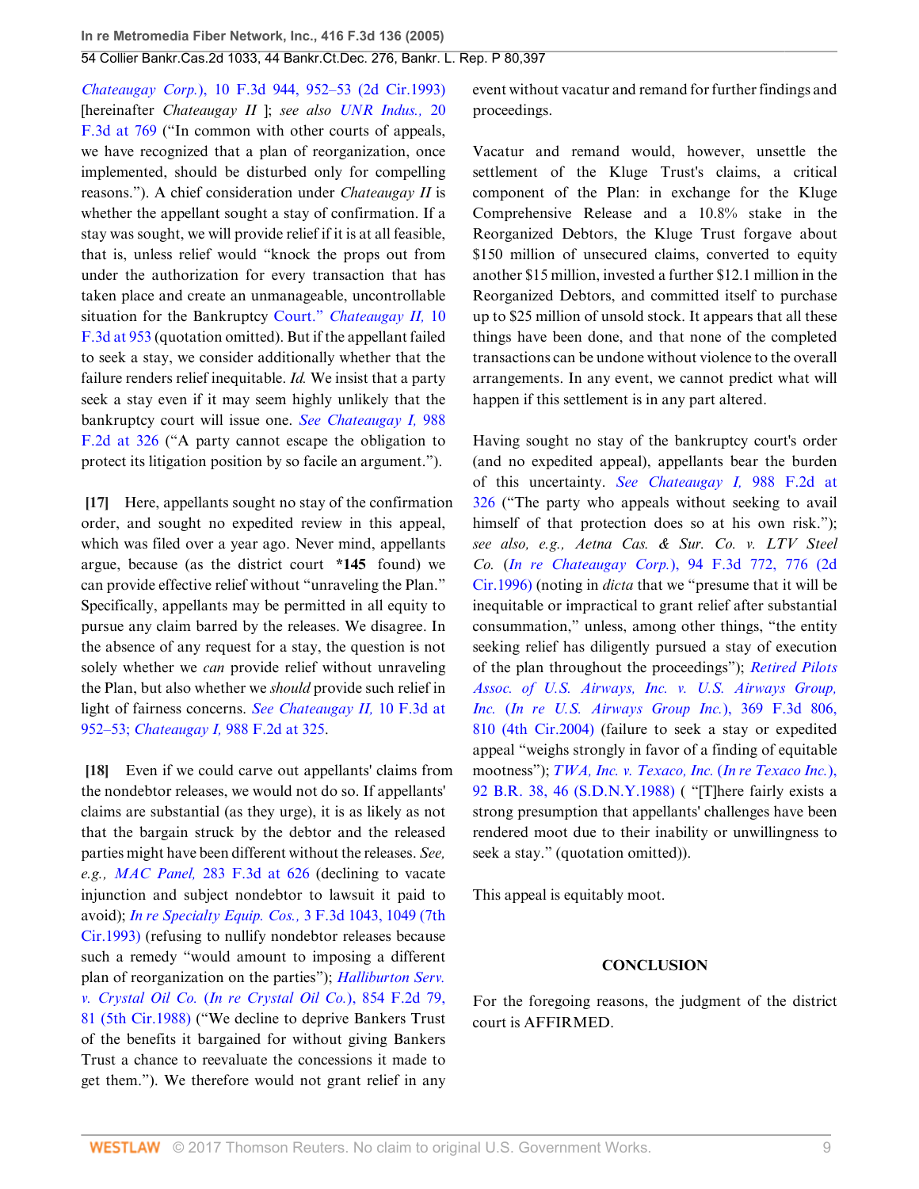*Chateaugay Corp.*), 10 F.3d 944, 952–53 (2d Cir.1993) [hereinafter *Chateaugay II* ]; *see also UNR Indus.,* 20 F.3d at 769 ("In common with other courts of appeals, we have recognized that a plan of reorganization, once implemented, should be disturbed only for compelling reasons."). A chief consideration under *Chateaugay II* is whether the appellant sought a stay of confirmation. If a stay was sought, we will provide relief if it is at all feasible, that is, unless relief would "knock the props out from under the authorization for every transaction that has taken place and create an unmanageable, uncontrollable situation for the Bankruptcy Court." *Chateaugay II,* 10 F.3d at 953 (quotation omitted). But if the appellant failed to seek a stay, we consider additionally whether that the failure renders relief inequitable. *Id.* We insist that a party seek a stay even if it may seem highly unlikely that the bankruptcy court will issue one. *See Chateaugay I,* 988 F.2d at 326 ("A party cannot escape the obligation to protect its litigation position by so facile an argument.").

**[17]** Here, appellants sought no stay of the confirmation order, and sought no expedited review in this appeal, which was filed over a year ago. Never mind, appellants argue, because (as the district court **\*145** found) we can provide effective relief without "unraveling the Plan." Specifically, appellants may be permitted in all equity to pursue any claim barred by the releases. We disagree. In the absence of any request for a stay, the question is not solely whether we *can* provide relief without unraveling the Plan, but also whether we *should* provide such relief in light of fairness concerns. *See Chateaugay II,* 10 F.3d at 952–53; *Chateaugay I,* 988 F.2d at 325.

**[18]** Even if we could carve out appellants' claims from the nondebtor releases, we would not do so. If appellants' claims are substantial (as they urge), it is as likely as not that the bargain struck by the debtor and the released parties might have been different without the releases. *See, e.g., MAC Panel,* 283 F.3d at 626 (declining to vacate injunction and subject nondebtor to lawsuit it paid to avoid); *In re Specialty Equip. Cos.,* 3 F.3d 1043, 1049 (7th Cir.1993) (refusing to nullify nondebtor releases because such a remedy "would amount to imposing a different plan of reorganization on the parties"); *Halliburton Serv. v. Crystal Oil Co.* (*In re Crystal Oil Co.*), 854 F.2d 79, 81 (5th Cir.1988) ("We decline to deprive Bankers Trust of the benefits it bargained for without giving Bankers Trust a chance to reevaluate the concessions it made to get them."). We therefore would not grant relief in any event without vacatur and remand for further findings and proceedings.

Vacatur and remand would, however, unsettle the settlement of the Kluge Trust's claims, a critical component of the Plan: in exchange for the Kluge Comprehensive Release and a 10.8% stake in the Reorganized Debtors, the Kluge Trust forgave about $150 million of unsecured claims, converted to equity another $15 million, invested a further $12.1 million in the Reorganized Debtors, and committed itself to purchase up to $25 million of unsold stock. It appears that all these things have been done, and that none of the completed transactions can be undone without violence to the overall arrangements. In any event, we cannot predict what will happen if this settlement is in any part altered.

Having sought no stay of the bankruptcy court's order (and no expedited appeal), appellants bear the burden of this uncertainty. *See Chateaugay I,* 988 F.2d at 326 ("The party who appeals without seeking to avail himself of that protection does so at his own risk."); *see also, e.g., Aetna Cas. & Sur. Co. v. LTV Steel Co.* (*In re Chateaugay Corp.*), 94 F.3d 772, 776 (2d Cir.1996) (noting in *dicta* that we "presume that it will be inequitable or impractical to grant relief after substantial consummation," unless, among other things, "the entity seeking relief has diligently pursued a stay of execution of the plan throughout the proceedings"); *Retired Pilots Assoc. of U.S. Airways, Inc. v. U.S. Airways Group, Inc.* (*In re U.S. Airways Group Inc.*), 369 F.3d 806, 810 (4th Cir.2004) (failure to seek a stay or expedited appeal "weighs strongly in favor of a finding of equitable mootness"); *TWA, Inc. v. Texaco, Inc.* (*In re Texaco Inc.*), 92 B.R. 38, 46 (S.D.N.Y.1988) ( "[T]here fairly exists a strong presumption that appellants' challenges have been rendered moot due to their inability or unwillingness to seek a stay." (quotation omitted)).

This appeal is equitably moot.

## CONCLUSION

For the foregoing reasons, the judgment of the district court is AFFIRMED.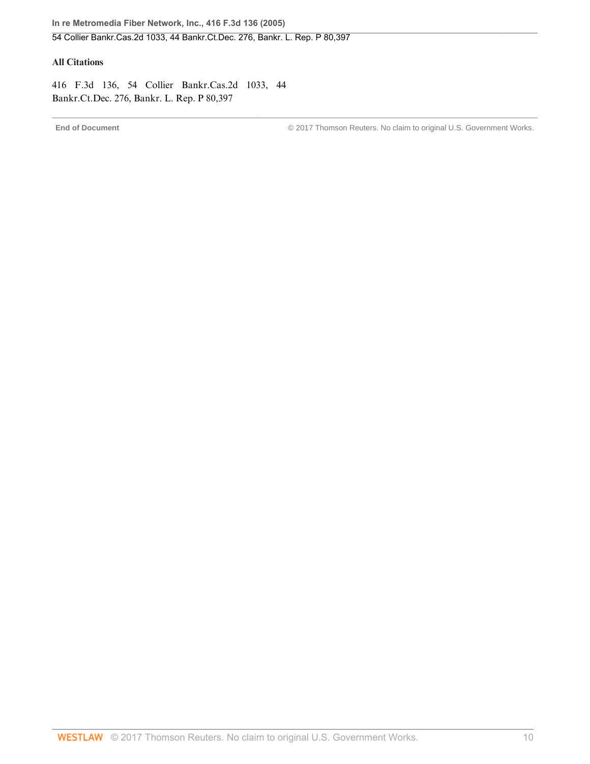**All Citations**

416 F.3d 136, 54 Collier Bankr.Cas.2d 1033, 44 Bankr.Ct.Dec. 276, Bankr. L. Rep. P 80,397

**End of Document** © 2017 Thomson Reuters. No claim to original U.S. Government Works.